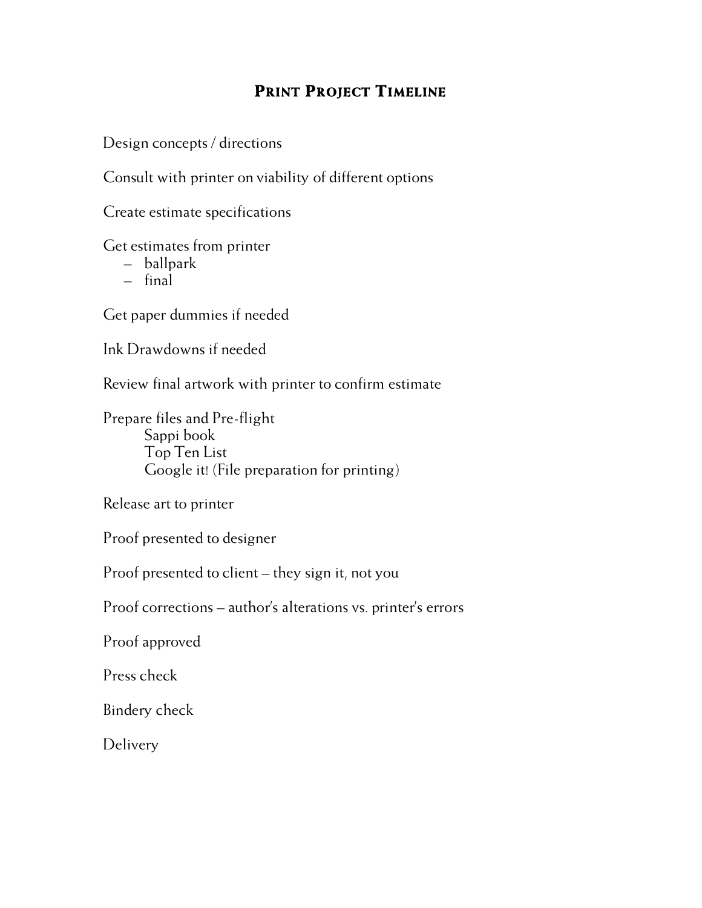# Print Project Timeline

Design concepts / directions

Consult with printer on viability of different options

Create estimate specifications

Get estimates from printer

- ballpark
- final

Get paper dummies if needed

Ink Drawdowns if needed

Review final artwork with printer to confirm estimate

Prepare files and Pre-flight

Sappi book
Top Ten List
Google it! (File preparation for printing)

Release art to printer

Proof presented to designer

Proof presented to client – they sign it, not you

Proof corrections – author's alterations vs. printer's errors

Proof approved

Press check

Bindery check

Delivery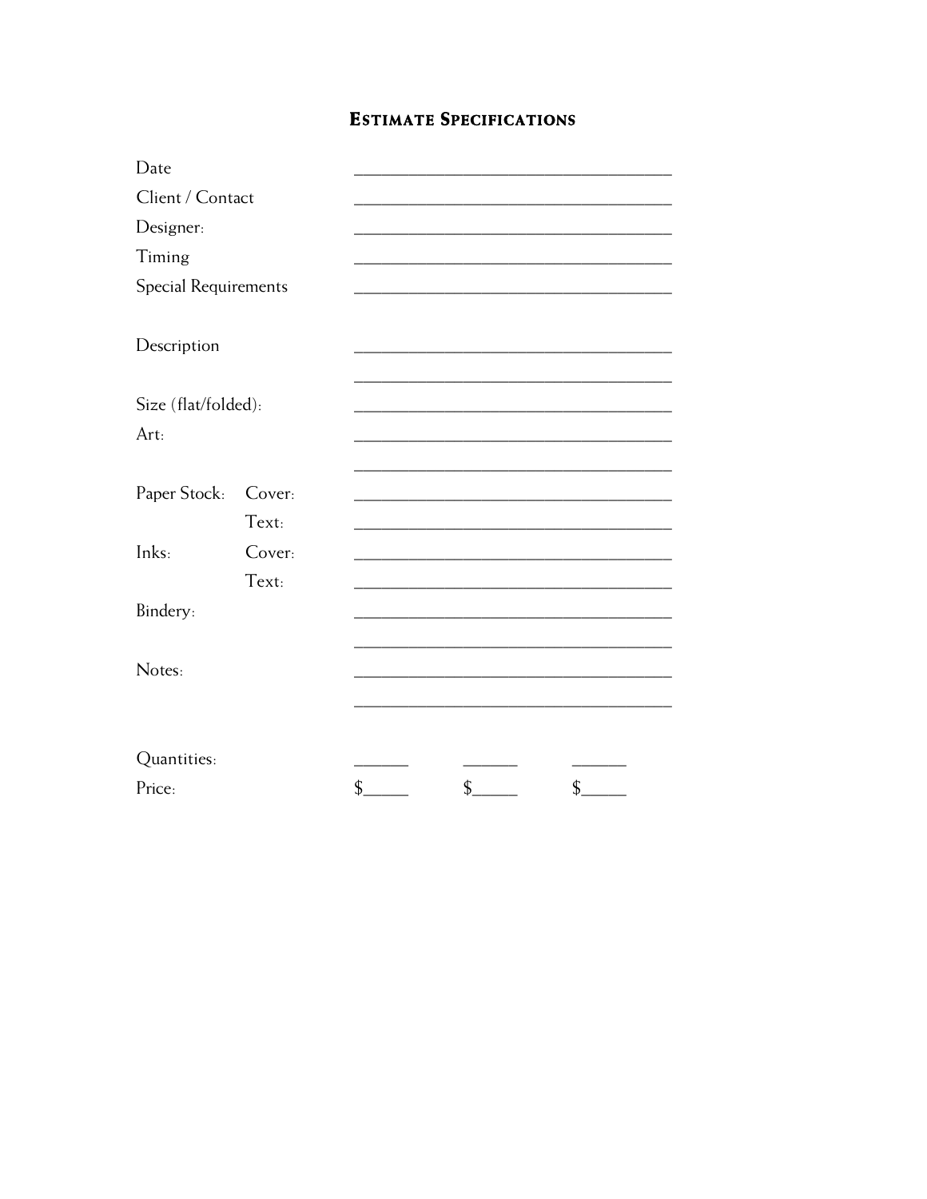# ESTIMATE SPECIFICATIONS

Date ___________________________________

Client / Contact ___________________________________

Designer: ___________________________________

Timing ___________________________________

Special Requirements ___________________________________

Description ___________________________________

___________________________________

Size (flat/folded): ___________________________________

Art: ___________________________________

___________________________________

Paper Stock: Cover: ___________________________________

Text: ___________________________________

Inks: Cover: ___________________________________

Text: ___________________________________

Bindery: ___________________________________

___________________________________

Notes: ___________________________________

___________________________________

| Quantities: | ______ | ______ | ______ |
|---|---|---|---|
| Price: | $_____ | $_____ | $_____ |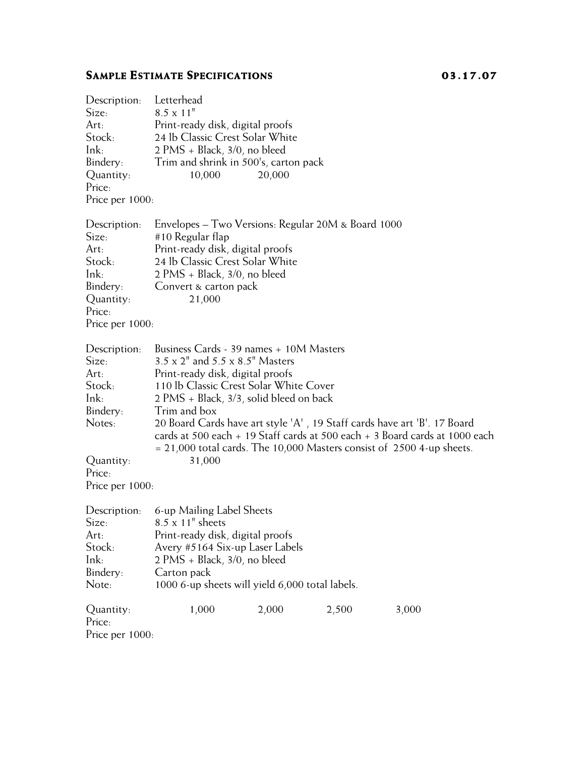## Sample Estimate Specifications 03.17.07

Description: Letterhead
Size: 8.5 x 11"
Art: Print-ready disk, digital proofs
Stock: 24 lb Classic Crest Solar White
Ink: 2 PMS + Black, 3/0, no bleed
Bindery: Trim and shrink in 500's, carton pack
Quantity: 10,000 20,000
Price:
Price per 1000:

Description: Envelopes – Two Versions: Regular 20M & Board 1000
Size: #10 Regular flap
Art: Print-ready disk, digital proofs
Stock: 24 lb Classic Crest Solar White
Ink: 2 PMS + Black, 3/0, no bleed
Bindery: Convert & carton pack
Quantity: 21,000
Price:
Price per 1000:

Description: Business Cards - 39 names + 10M Masters
Size: 3.5 x 2" and 5.5 x 8.5" Masters
Art: Print-ready disk, digital proofs
Stock: 110 lb Classic Crest Solar White Cover
Ink: 2 PMS + Black, 3/3, solid bleed on back
Bindery: Trim and box
Notes: 20 Board Cards have art style 'A' , 19 Staff cards have art 'B'. 17 Board cards at 500 each + 19 Staff cards at 500 each + 3 Board cards at 1000 each = 21,000 total cards. The 10,000 Masters consist of 2500 4-up sheets.
Quantity: 31,000
Price:
Price per 1000:

Description: 6-up Mailing Label Sheets
Size: 8.5 x 11" sheets
Art: Print-ready disk, digital proofs
Stock: Avery #5164 Six-up Laser Labels
Ink: 2 PMS + Black, 3/0, no bleed
Bindery: Carton pack
Note: 1000 6-up sheets will yield 6,000 total labels.

Quantity: 1,000 2,000 2,500 3,000
Price:
Price per 1000: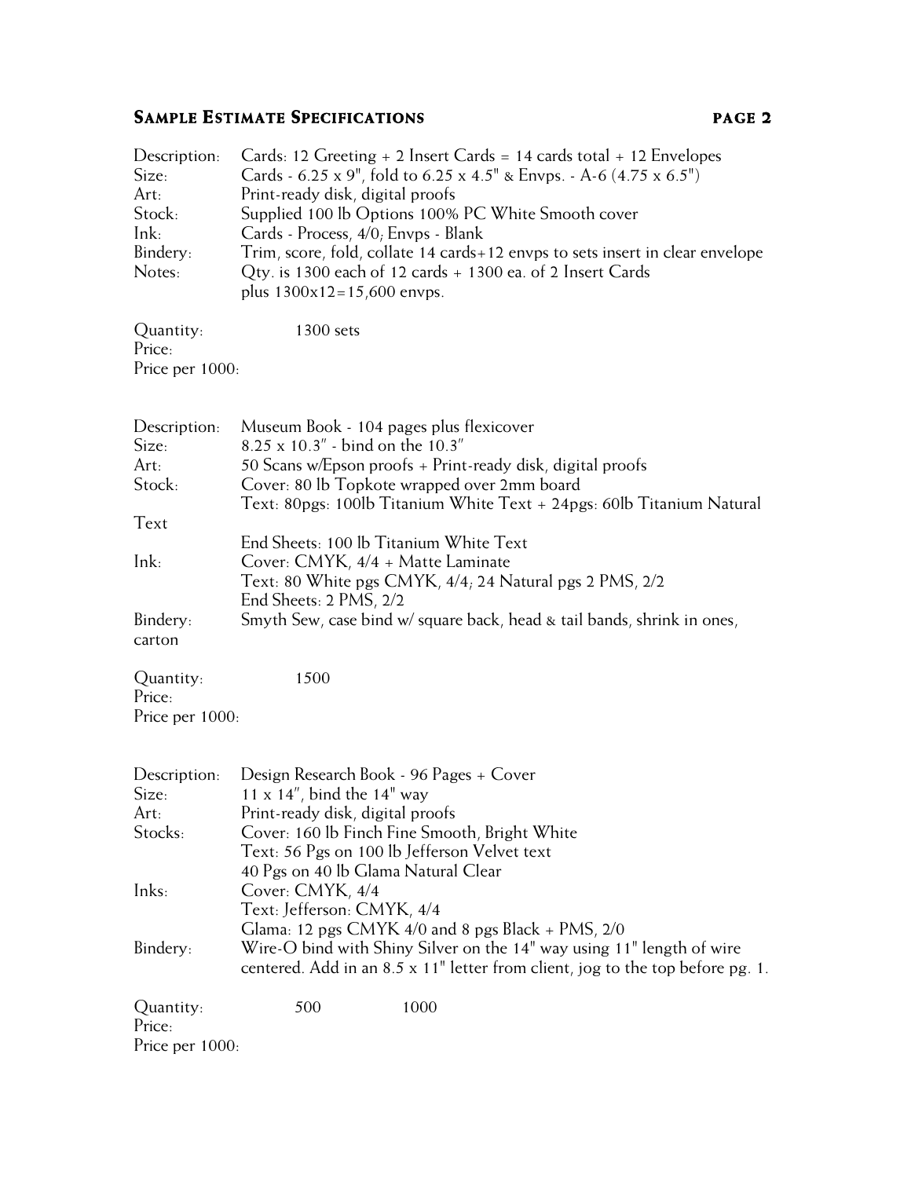## Sample Estimate Specifications

| | |
|---|---|
| Description: | Cards: 12 Greeting + 2 Insert Cards = 14 cards total + 12 Envelopes |
| Size: | Cards - 6.25 x 9", fold to 6.25 x 4.5" & Envps. - A-6 (4.75 x 6.5") |
| Art: | Print-ready disk, digital proofs |
| Stock: | Supplied 100 lb Options 100% PC White Smooth cover |
| Ink: | Cards - Process, 4/0; Envps - Blank |
| Bindery: | Trim, score, fold, collate 14 cards+12 envps to sets insert in clear envelope |
| Notes: | Qty. is 1300 each of 12 cards + 1300 ea. of 2 Insert Cards plus 1300x12=15,600 envps. |

Quantity: 1300 sets
Price:
Price per 1000:

| | |
|---|---|
| Description: | Museum Book - 104 pages plus flexicover |
| Size: | 8.25 x 10.3" - bind on the 10.3" |
| Art: | 50 Scans w/Epson proofs + Print-ready disk, digital proofs |
| Stock: | Cover: 80 lb Topkote wrapped over 2mm board<br>Text: 80pgs: 100lb Titanium White Text + 24pgs: 60lb Titanium Natural Text<br>End Sheets: 100 lb Titanium White Text |
| Ink: | Cover: CMYK, 4/4 + Matte Laminate<br>Text: 80 White pgs CMYK, 4/4; 24 Natural pgs 2 PMS, 2/2<br>End Sheets: 2 PMS, 2/2 |
| Bindery: | Smyth Sew, case bind w/ square back, head & tail bands, shrink in ones, carton |

Quantity: 1500
Price:
Price per 1000:

| | |
|---|---|
| Description: | Design Research Book - 96 Pages + Cover |
| Size: | 11 x 14", bind the 14" way |
| Art: | Print-ready disk, digital proofs |
| Stocks: | Cover: 160 lb Finch Fine Smooth, Bright White<br>Text: 56 Pgs on 100 lb Jefferson Velvet text<br>40 Pgs on 40 lb Glama Natural Clear |
| Inks: | Cover: CMYK, 4/4<br>Text: Jefferson: CMYK, 4/4<br>Glama: 12 pgs CMYK 4/0 and 8 pgs Black + PMS, 2/0 |
| Bindery: | Wire-O bind with Shiny Silver on the 14" way using 11" length of wire centered. Add in an 8.5 x 11" letter from client, jog to the top before pg. 1. |

| | | |
|---|---|---|
| Quantity: | 500 | 1000 |
| Price: | | |
| Price per 1000: | | |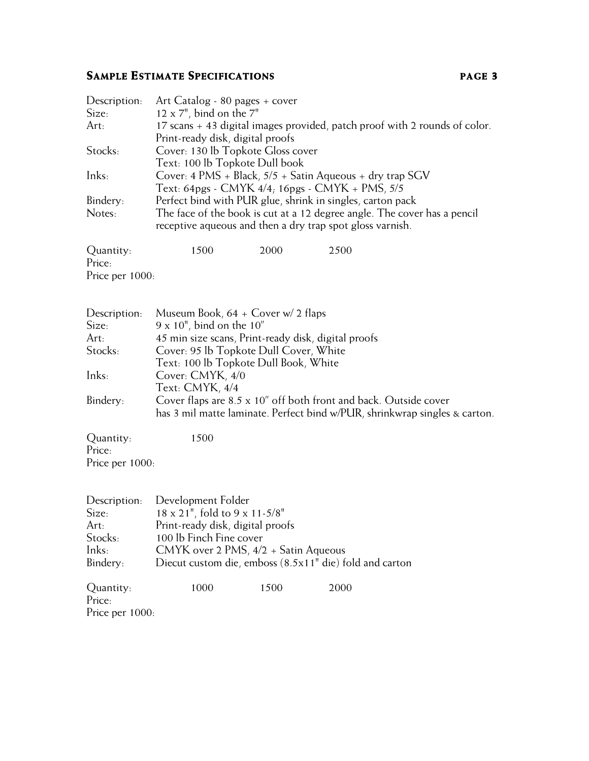## Sample Estimate Specifications

Description: Art Catalog - 80 pages + cover
Size: 12 x 7", bind on the 7"
Art: 17 scans + 43 digital images provided, patch proof with 2 rounds of color. Print-ready disk, digital proofs
Stocks: Cover: 130 lb Topkote Gloss cover
Text: 100 lb Topkote Dull book
Inks: Cover: 4 PMS + Black, 5/5 + Satin Aqueous + dry trap SGV
Text: 64pgs - CMYK 4/4; 16pgs - CMYK + PMS, 5/5
Bindery: Perfect bind with PUR glue, shrink in singles, carton pack
Notes: The face of the book is cut at a 12 degree angle. The cover has a pencil receptive aqueous and then a dry trap spot gloss varnish.

| Quantity: | 1500 | 2000 | 2500 |
|---|---|---|---|
| Price: | | | |
| Price per 1000: | | | |

Description: Museum Book, 64 + Cover w/ 2 flaps
Size: 9 x 10", bind on the 10"
Art: 45 min size scans, Print-ready disk, digital proofs
Stocks: Cover: 95 lb Topkote Dull Cover, White
Text: 100 lb Topkote Dull Book, White
Inks: Cover: CMYK, 4/0
Text: CMYK, 4/4
Bindery: Cover flaps are 8.5 x 10" off both front and back. Outside cover has 3 mil matte laminate. Perfect bind w/PUR, shrinkwrap singles & carton.

| Quantity: | 1500 |
|---|---|
| Price: | |
| Price per 1000: | |

Description: Development Folder
Size: 18 x 21", fold to 9 x 11-5/8"
Art: Print-ready disk, digital proofs
Stocks: 100 lb Finch Fine cover
Inks: CMYK over 2 PMS, 4/2 + Satin Aqueous
Bindery: Diecut custom die, emboss (8.5x11" die) fold and carton

| Quantity: | 1000 | 1500 | 2000 |
|---|---|---|---|
| Price: | | | |
| Price per 1000: | | | |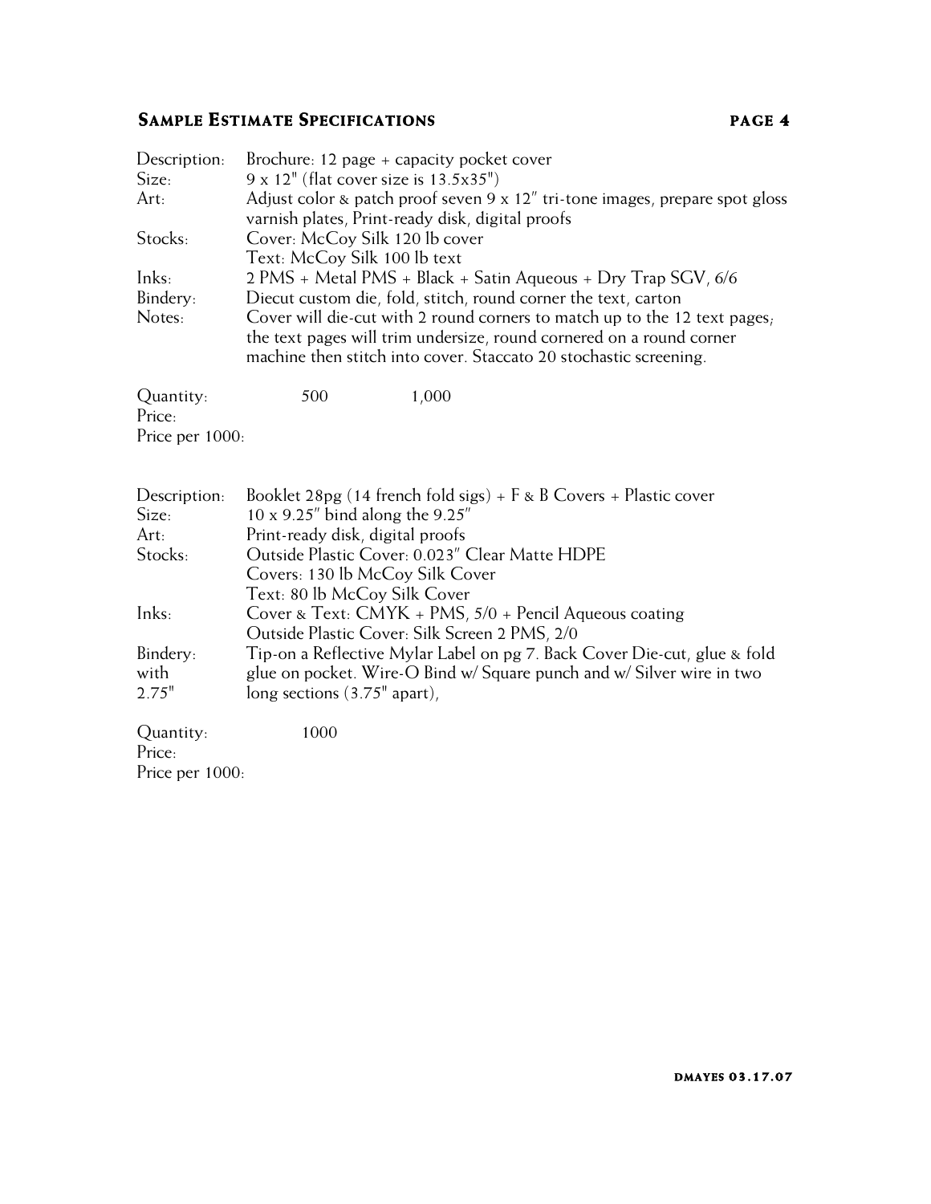## Sample Estimate Specifications

| | |
|---|---|
| Description: | Brochure: 12 page + capacity pocket cover |
| Size: | 9 x 12" (flat cover size is 13.5x35") |
| Art: | Adjust color & patch proof seven 9 x 12" tri-tone images, prepare spot gloss varnish plates, Print-ready disk, digital proofs |
| Stocks: | Cover: McCoy Silk 120 lb cover<br>Text: McCoy Silk 100 lb text |
| Inks: | 2 PMS + Metal PMS + Black + Satin Aqueous + Dry Trap SGV, 6/6 |
| Bindery: | Diecut custom die, fold, stitch, round corner the text, carton |
| Notes: | Cover will die-cut with 2 round corners to match up to the 12 text pages; the text pages will trim undersize, round cornered on a round corner machine then stitch into cover. Staccato 20 stochastic screening. |

| | | |
|---|---|---|
| Quantity: | 500 | 1,000 |
| Price: | | |
| Price per 1000: | | |

| | |
|---|---|
| Description: | Booklet 28pg (14 french fold sigs) + F & B Covers + Plastic cover |
| Size: | 10 x 9.25" bind along the 9.25" |
| Art: | Print-ready disk, digital proofs |
| Stocks: | Outside Plastic Cover: 0.023" Clear Matte HDPE<br>Covers: 130 lb McCoy Silk Cover<br>Text: 80 lb McCoy Silk Cover |
| Inks: | Cover & Text: CMYK + PMS, 5/0 + Pencil Aqueous coating<br>Outside Plastic Cover: Silk Screen 2 PMS, 2/0 |
| Bindery: with 2.75" | Tip-on a Reflective Mylar Label on pg 7. Back Cover Die-cut, glue & fold glue on pocket. Wire-O Bind w/ Square punch and w/ Silver wire in two long sections (3.75" apart), |

| | |
|---|---|
| Quantity: | 1000 |
| Price: | |
| Price per 1000: | |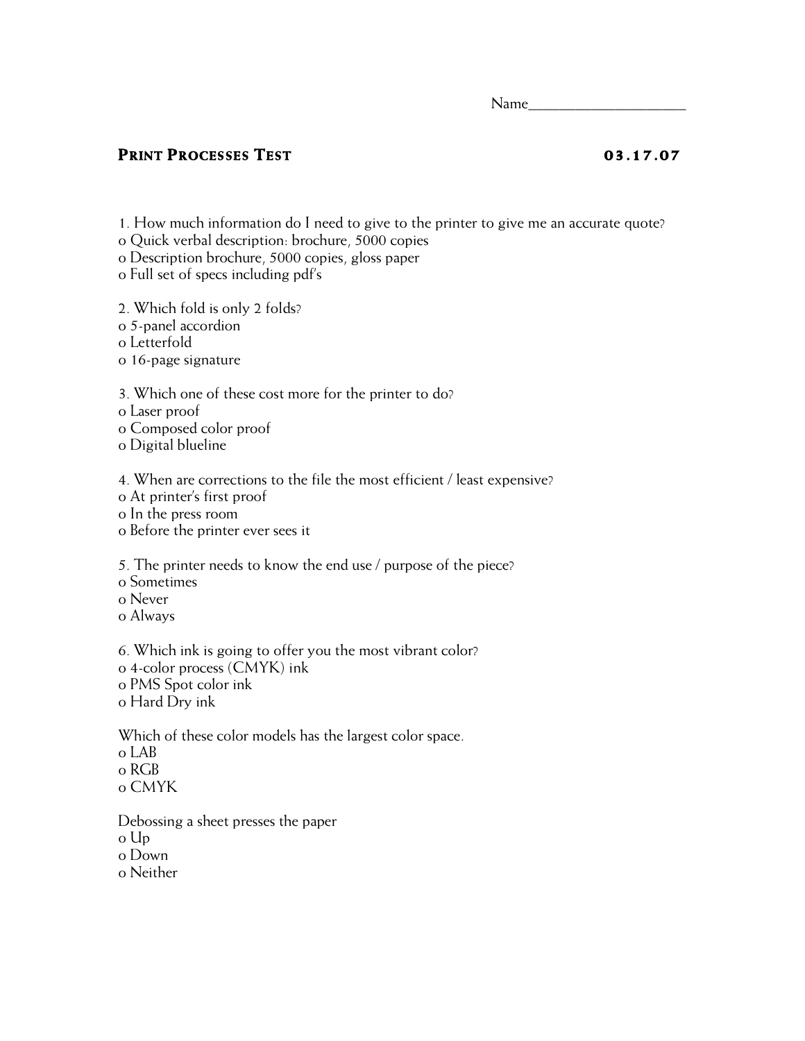Name____________________

## PRINT PROCESSES TEST 03.17.07

1. How much information do I need to give to the printer to give me an accurate quote?
o Quick verbal description: brochure, 5000 copies
o Description brochure, 5000 copies, gloss paper
o Full set of specs including pdf's

2. Which fold is only 2 folds?
o 5-panel accordion
o Letterfold
o 16-page signature

3. Which one of these cost more for the printer to do?
o Laser proof
o Composed color proof
o Digital blueline

4. When are corrections to the file the most efficient / least expensive?
o At printer's first proof
o In the press room
o Before the printer ever sees it

5. The printer needs to know the end use / purpose of the piece?
o Sometimes
o Never
o Always

6. Which ink is going to offer you the most vibrant color?
o 4-color process (CMYK) ink
o PMS Spot color ink
o Hard Dry ink

Which of these color models has the largest color space.
o LAB
o RGB
o CMYK

Debossing a sheet presses the paper
o Up
o Down
o Neither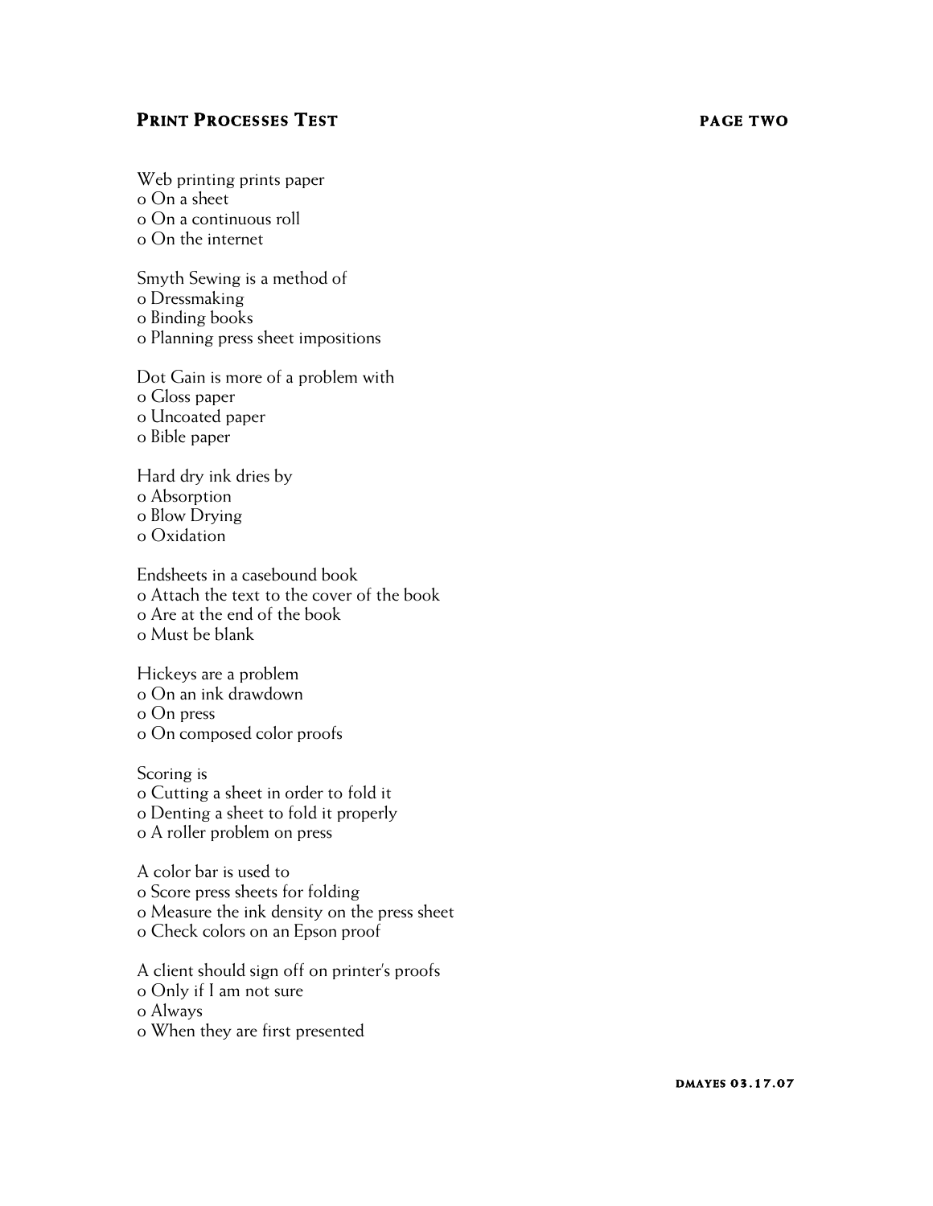## Print Processes Test

Web printing prints paper
o On a sheet
o On a continuous roll
o On the internet

Smyth Sewing is a method of
o Dressmaking
o Binding books
o Planning press sheet impositions

Dot Gain is more of a problem with
o Gloss paper
o Uncoated paper
o Bible paper

Hard dry ink dries by
o Absorption
o Blow Drying
o Oxidation

Endsheets in a casebound book
o Attach the text to the cover of the book
o Are at the end of the book
o Must be blank

Hickeys are a problem
o On an ink drawdown
o On press
o On composed color proofs

Scoring is
o Cutting a sheet in order to fold it
o Denting a sheet to fold it properly
o A roller problem on press

A color bar is used to
o Score press sheets for folding
o Measure the ink density on the press sheet
o Check colors on an Epson proof

A client should sign off on printer's proofs
o Only if I am not sure
o Always
o When they are first presented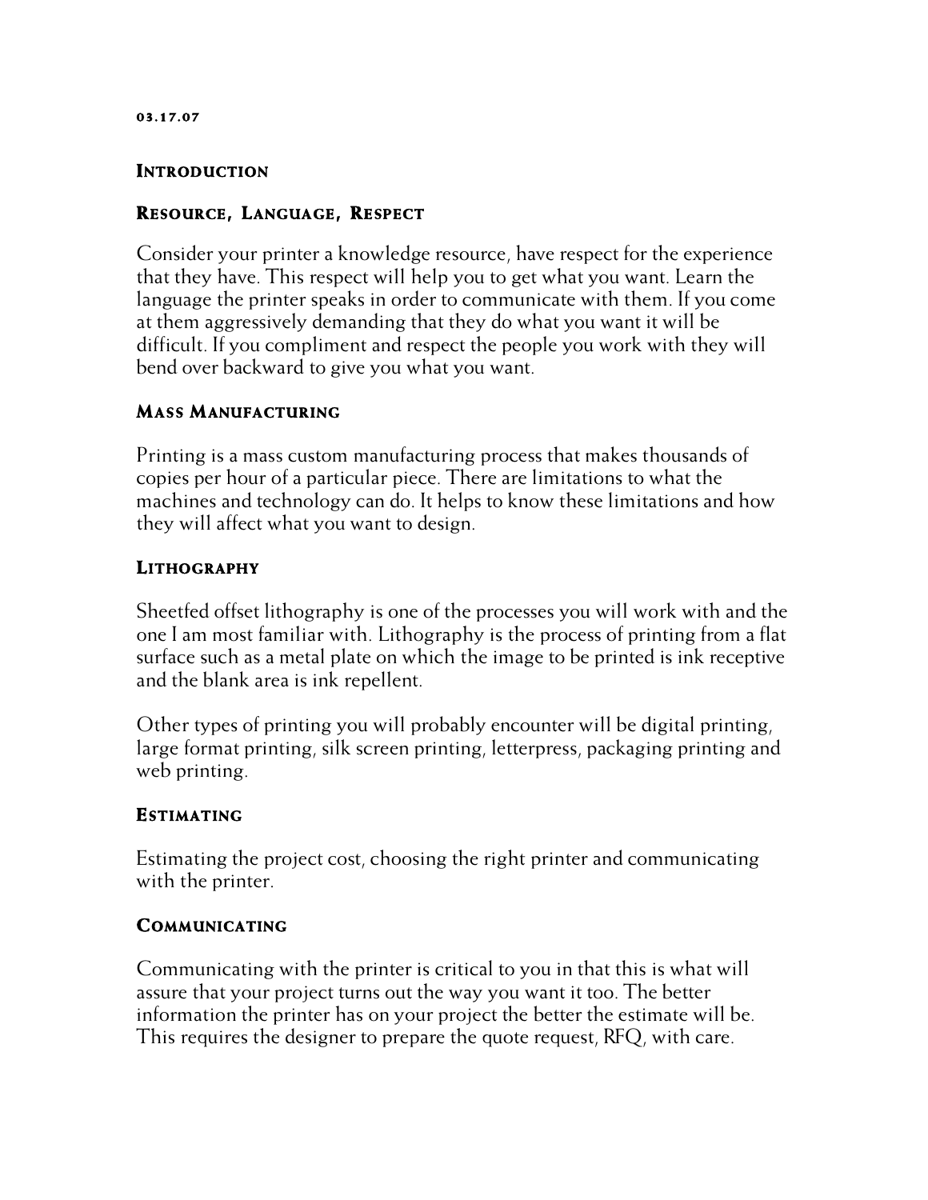03.17.07

## Introduction

### Resource, Language, Respect

Consider your printer a knowledge resource, have respect for the experience that they have. This respect will help you to get what you want. Learn the language the printer speaks in order to communicate with them. If you come at them aggressively demanding that they do what you want it will be difficult. If you compliment and respect the people you work with they will bend over backward to give you what you want.

### Mass Manufacturing

Printing is a mass custom manufacturing process that makes thousands of copies per hour of a particular piece. There are limitations to what the machines and technology can do. It helps to know these limitations and how they will affect what you want to design.

### Lithography

Sheetfed offset lithography is one of the processes you will work with and the one I am most familiar with. Lithography is the process of printing from a flat surface such as a metal plate on which the image to be printed is ink receptive and the blank area is ink repellent.

Other types of printing you will probably encounter will be digital printing, large format printing, silk screen printing, letterpress, packaging printing and web printing.

### Estimating

Estimating the project cost, choosing the right printer and communicating with the printer.

### Communicating

Communicating with the printer is critical to you in that this is what will assure that your project turns out the way you want it too. The better information the printer has on your project the better the estimate will be. This requires the designer to prepare the quote request, RFQ, with care.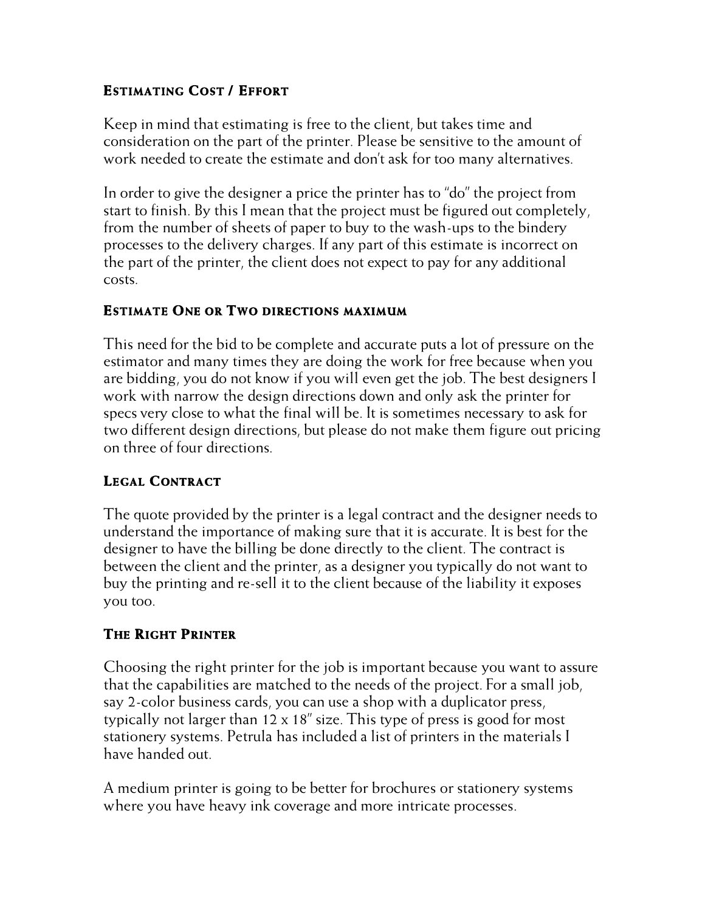## Estimating Cost / Effort

Keep in mind that estimating is free to the client, but takes time and consideration on the part of the printer. Please be sensitive to the amount of work needed to create the estimate and don't ask for too many alternatives.

In order to give the designer a price the printer has to "do" the project from start to finish. By this I mean that the project must be figured out completely, from the number of sheets of paper to buy to the wash-ups to the bindery processes to the delivery charges. If any part of this estimate is incorrect on the part of the printer, the client does not expect to pay for any additional costs.

## Estimate One or Two directions maximum

This need for the bid to be complete and accurate puts a lot of pressure on the estimator and many times they are doing the work for free because when you are bidding, you do not know if you will even get the job. The best designers I work with narrow the design directions down and only ask the printer for specs very close to what the final will be. It is sometimes necessary to ask for two different design directions, but please do not make them figure out pricing on three of four directions.

## Legal Contract

The quote provided by the printer is a legal contract and the designer needs to understand the importance of making sure that it is accurate. It is best for the designer to have the billing be done directly to the client. The contract is between the client and the printer, as a designer you typically do not want to buy the printing and re-sell it to the client because of the liability it exposes you too.

## The Right Printer

Choosing the right printer for the job is important because you want to assure that the capabilities are matched to the needs of the project. For a small job, say 2-color business cards, you can use a shop with a duplicator press, typically not larger than 12 x 18" size. This type of press is good for most stationery systems. Petrula has included a list of printers in the materials I have handed out.

A medium printer is going to be better for brochures or stationery systems where you have heavy ink coverage and more intricate processes.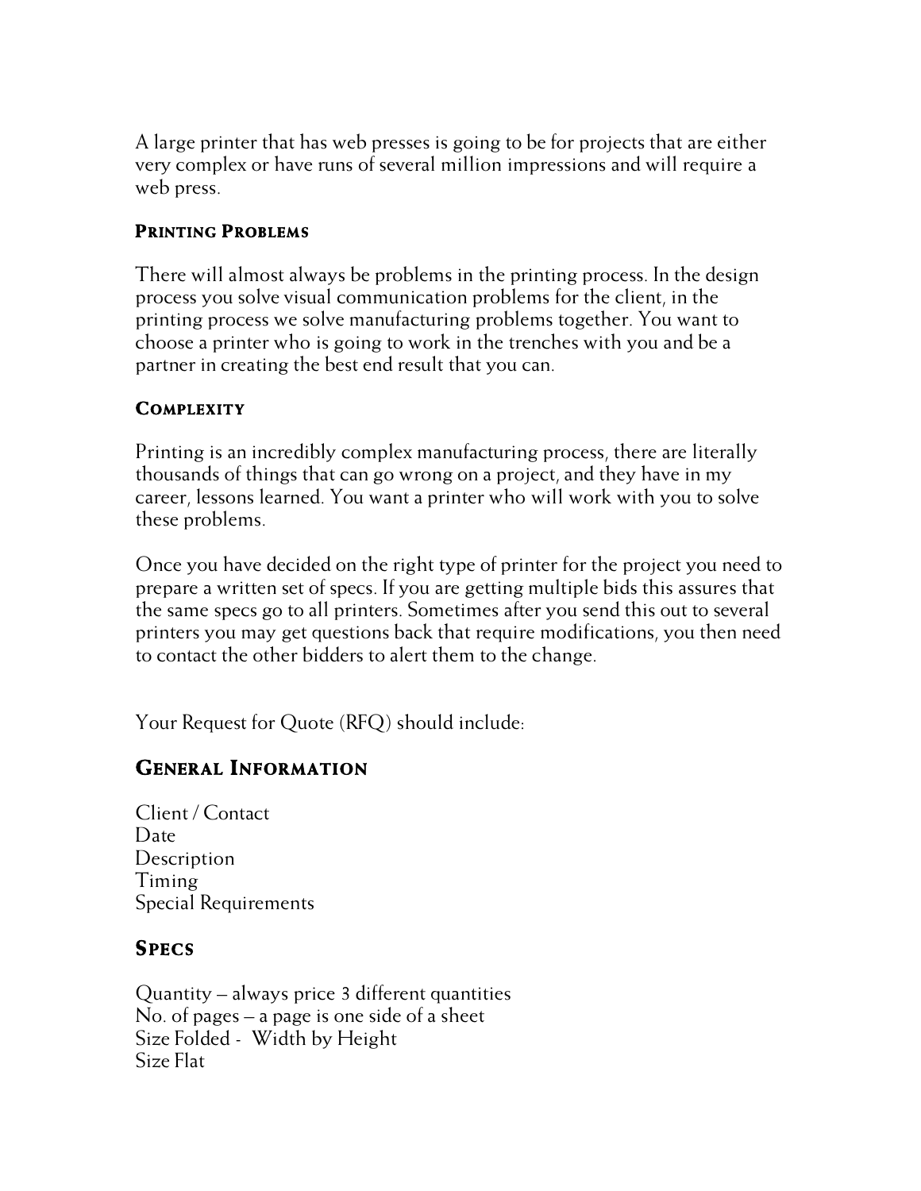A large printer that has web presses is going to be for projects that are either very complex or have runs of several million impressions and will require a web press.

### Printing Problems

There will almost always be problems in the printing process. In the design process you solve visual communication problems for the client, in the printing process we solve manufacturing problems together. You want to choose a printer who is going to work in the trenches with you and be a partner in creating the best end result that you can.

### Complexity

Printing is an incredibly complex manufacturing process, there are literally thousands of things that can go wrong on a project, and they have in my career, lessons learned. You want a printer who will work with you to solve these problems.

Once you have decided on the right type of printer for the project you need to prepare a written set of specs. If you are getting multiple bids this assures that the same specs go to all printers. Sometimes after you send this out to several printers you may get questions back that require modifications, you then need to contact the other bidders to alert them to the change.

Your Request for Quote (RFQ) should include:

## General Information

Client / Contact
Date
Description
Timing
Special Requirements

## Specs

Quantity – always price 3 different quantities
No. of pages – a page is one side of a sheet
Size Folded - Width by Height
Size Flat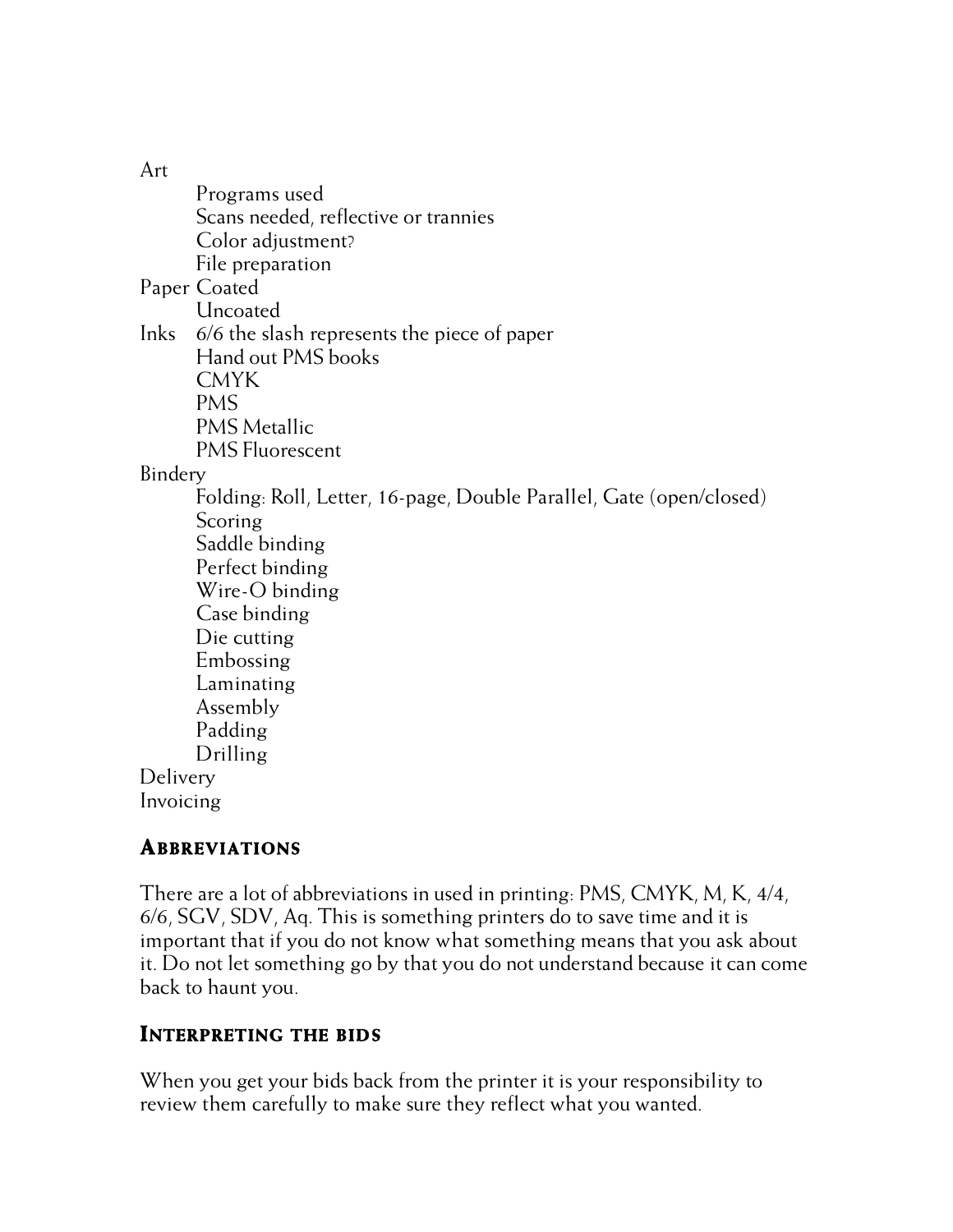Art
- Programs used
- Scans needed, reflective or trannies
- Color adjustment?
- File preparation

Paper
- Coated
- Uncoated

Inks
- 6/6 the slash represents the piece of paper
- Hand out PMS books
- CMYK
- PMS
- PMS Metallic
- PMS Fluorescent

Bindery
- Folding: Roll, Letter, 16-page, Double Parallel, Gate (open/closed)
- Scoring
- Saddle binding
- Perfect binding
- Wire-O binding
- Case binding
- Die cutting
- Embossing
- Laminating
- Assembly
- Padding
- Drilling

Delivery

Invoicing

### Abbreviations

There are a lot of abbreviations in used in printing: PMS, CMYK, M, K, 4/4, 6/6, SGV, SDV, Aq. This is something printers do to save time and it is important that if you do not know what something means that you ask about it. Do not let something go by that you do not understand because it can come back to haunt you.

### Interpreting the bids

When you get your bids back from the printer it is your responsibility to review them carefully to make sure they reflect what you wanted.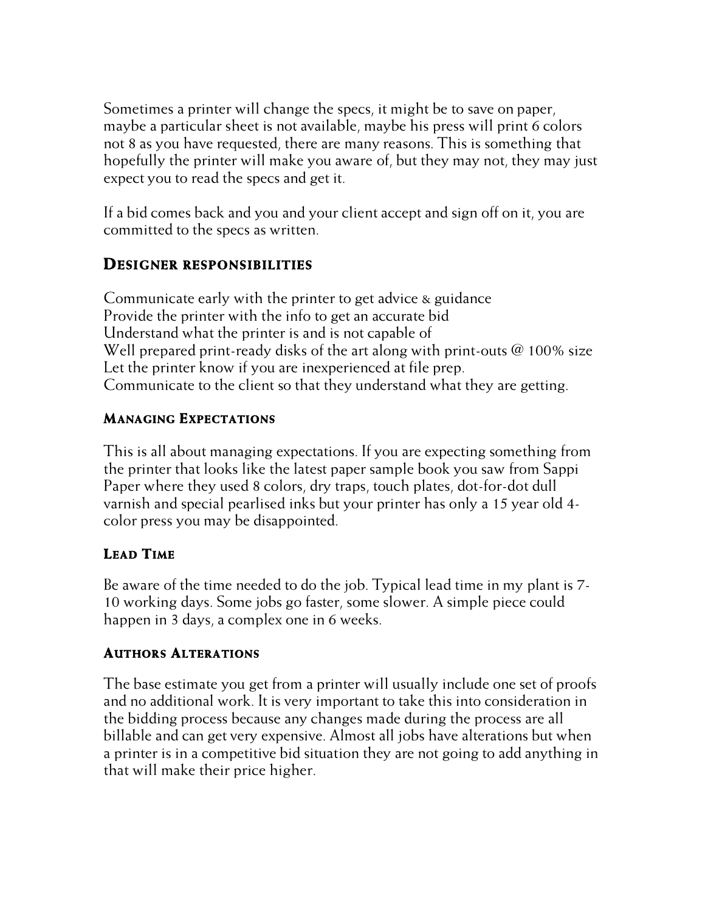Sometimes a printer will change the specs, it might be to save on paper, maybe a particular sheet is not available, maybe his press will print 6 colors not 8 as you have requested, there are many reasons. This is something that hopefully the printer will make you aware of, but they may not, they may just expect you to read the specs and get it.

If a bid comes back and you and your client accept and sign off on it, you are committed to the specs as written.

## Designer responsibilities

Communicate early with the printer to get advice & guidance
Provide the printer with the info to get an accurate bid
Understand what the printer is and is not capable of
Well prepared print-ready disks of the art along with print-outs @ 100% size
Let the printer know if you are inexperienced at file prep.
Communicate to the client so that they understand what they are getting.

### Managing Expectations

This is all about managing expectations. If you are expecting something from the printer that looks like the latest paper sample book you saw from Sappi Paper where they used 8 colors, dry traps, touch plates, dot-for-dot dull varnish and special pearlised inks but your printer has only a 15 year old 4-color press you may be disappointed.

### Lead Time

Be aware of the time needed to do the job. Typical lead time in my plant is 7-10 working days. Some jobs go faster, some slower. A simple piece could happen in 3 days, a complex one in 6 weeks.

### Authors Alterations

The base estimate you get from a printer will usually include one set of proofs and no additional work. It is very important to take this into consideration in the bidding process because any changes made during the process are all billable and can get very expensive. Almost all jobs have alterations but when a printer is in a competitive bid situation they are not going to add anything in that will make their price higher.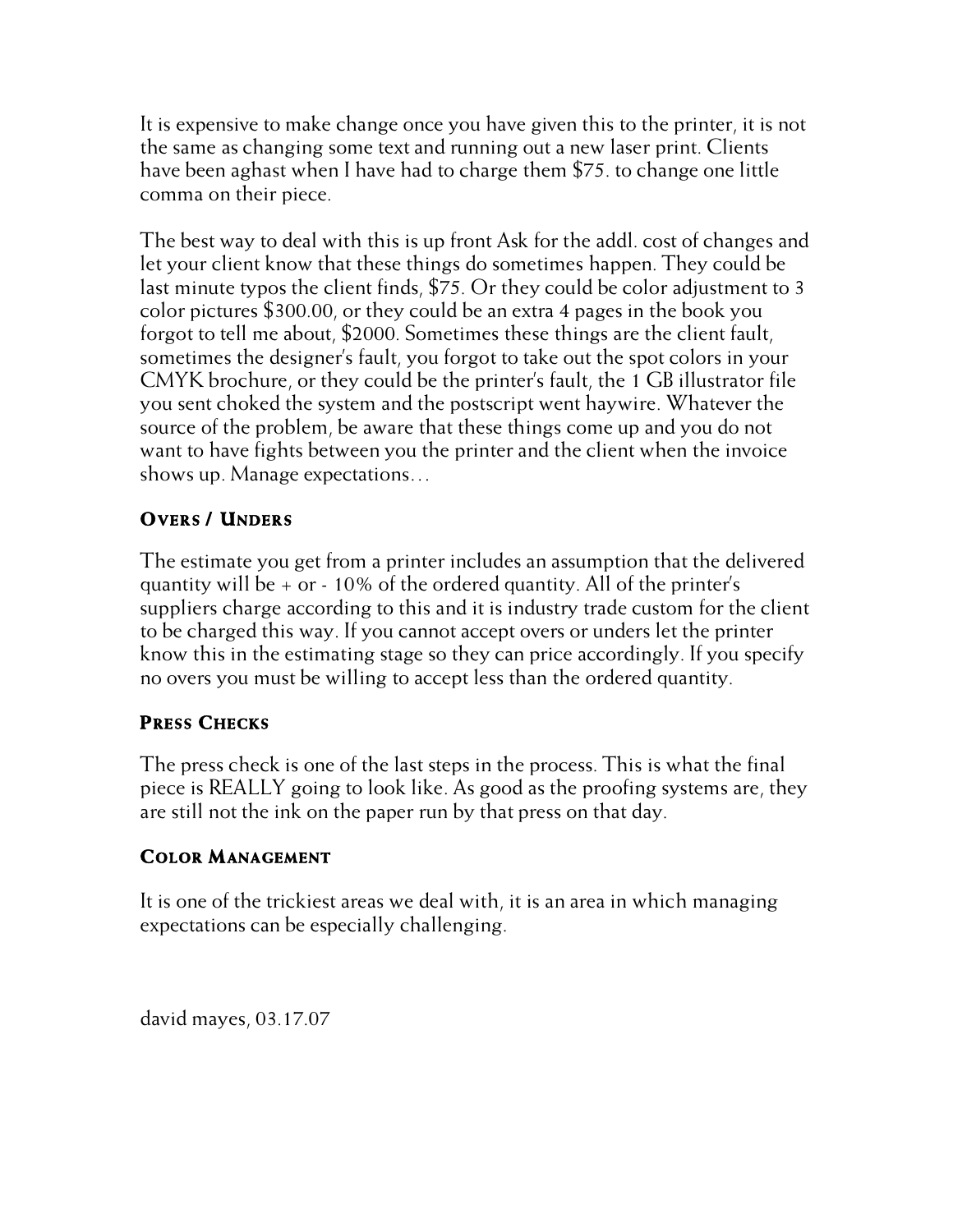It is expensive to make change once you have given this to the printer, it is not the same as changing some text and running out a new laser print. Clients have been aghast when I have had to charge them $75. to change one little comma on their piece.

The best way to deal with this is up front Ask for the addl. cost of changes and let your client know that these things do sometimes happen. They could be last minute typos the client finds, $75. Or they could be color adjustment to 3 color pictures $300.00, or they could be an extra 4 pages in the book you forgot to tell me about, $2000. Sometimes these things are the client fault, sometimes the designer's fault, you forgot to take out the spot colors in your CMYK brochure, or they could be the printer's fault, the 1 GB illustrator file you sent choked the system and the postscript went haywire. Whatever the source of the problem, be aware that these things come up and you do not want to have fights between you the printer and the client when the invoice shows up. Manage expectations…

### Overs / Unders

The estimate you get from a printer includes an assumption that the delivered quantity will be + or - 10% of the ordered quantity. All of the printer's suppliers charge according to this and it is industry trade custom for the client to be charged this way. If you cannot accept overs or unders let the printer know this in the estimating stage so they can price accordingly. If you specify no overs you must be willing to accept less than the ordered quantity.

### Press Checks

The press check is one of the last steps in the process. This is what the final piece is REALLY going to look like. As good as the proofing systems are, they are still not the ink on the paper run by that press on that day.

### Color Management

It is one of the trickiest areas we deal with, it is an area in which managing expectations can be especially challenging.

david mayes, 03.17.07